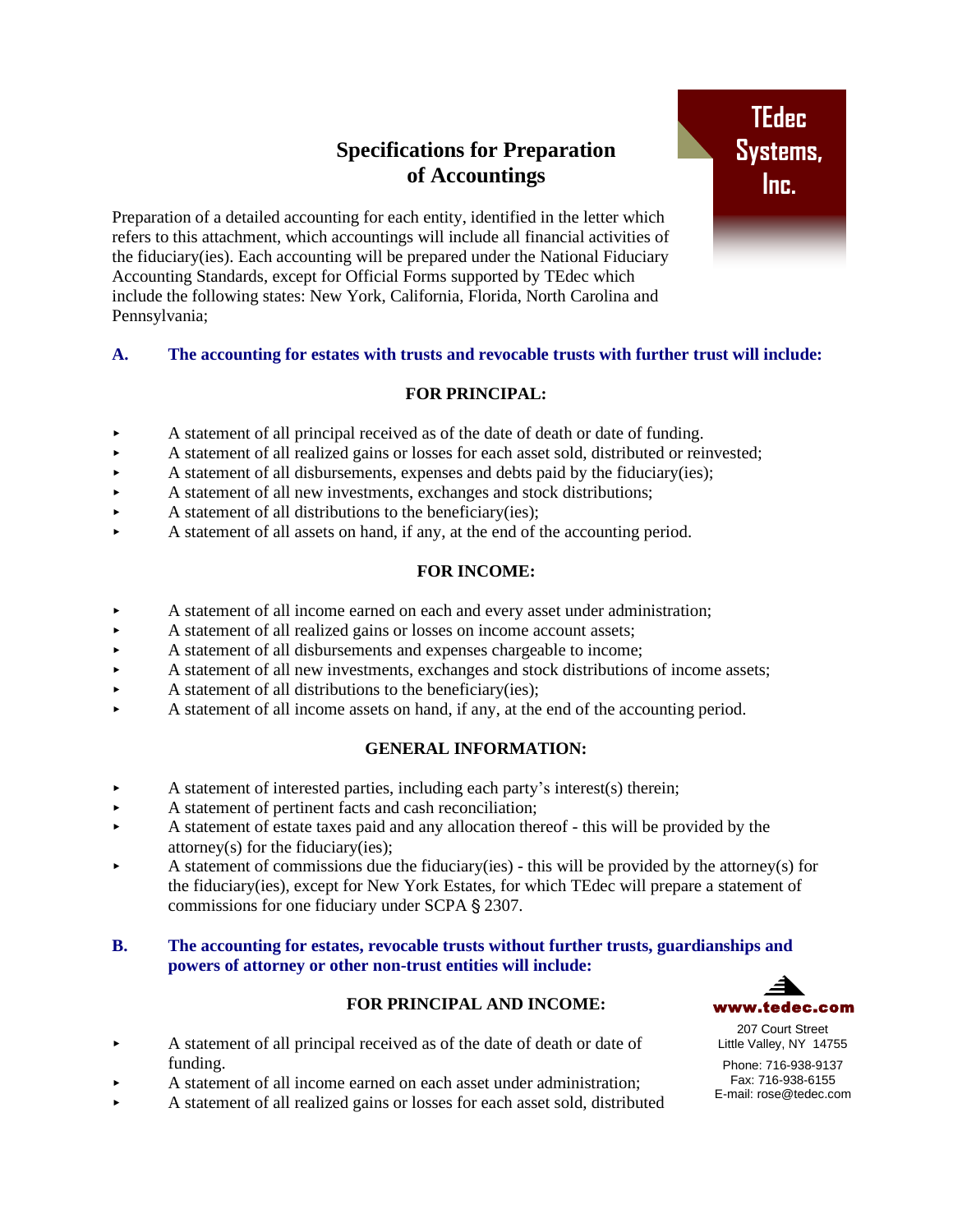# Specifications for Preparation of Accountings

TEdec Systems, Inc.

Preparation of a detailed accounting for each entity, identified in the letter which refers to this attachment, which accountings will include all financial activities of the fiduciary(ies). Each accounting will be prepared under the National Fiduciary Accounting Standards, except for Official Forms supported by TEdec which include the following states: New York, California, Florida, North Carolina and Pennsylvania;

## A. The accounting for estates with trusts and revocable trusts with further trust will include:

### FOR PRINCIPAL:

- A statement of all principal received as of the date of death or date of funding.
- A statement of all realized gains or losses for each asset sold, distributed or reinvested;
- A statement of all disbursements, expenses and debts paid by the fiduciary(ies);
- A statement of all new investments, exchanges and stock distributions;
- A statement of all distributions to the beneficiary(ies);
- A statement of all assets on hand, if any, at the end of the accounting period.

### FOR INCOME:

- A statement of all income earned on each and every asset under administration;
- A statement of all realized gains or losses on income account assets;
- A statement of all disbursements and expenses chargeable to income;
- A statement of all new investments, exchanges and stock distributions of income assets;
- A statement of all distributions to the beneficiary(ies);
- A statement of all income assets on hand, if any, at the end of the accounting period.

### GENERAL INFORMATION:

- A statement of interested parties, including each party's interest(s) therein;
- A statement of pertinent facts and cash reconciliation;
- A statement of estate taxes paid and any allocation thereof - this will be provided by the attorney(s) for the fiduciary(ies);
- A statement of commissions due the fiduciary(ies) - this will be provided by the attorney(s) for the fiduciary(ies), except for New York Estates, for which TEdec will prepare a statement of commissions for one fiduciary under SCPA § 2307.

## B. The accounting for estates, revocable trusts without further trusts, guardianships and powers of attorney or other non-trust entities will include:

### FOR PRINCIPAL AND INCOME:

- A statement of all principal received as of the date of death or date of funding.
- A statement of all income earned on each asset under administration;
- A statement of all realized gains or losses for each asset sold, distributed

www.tedec.com

207 Court Street
Little Valley, NY 14755

Phone: 716-938-9137
Fax: 716-938-6155
E-mail: rose@tedec.com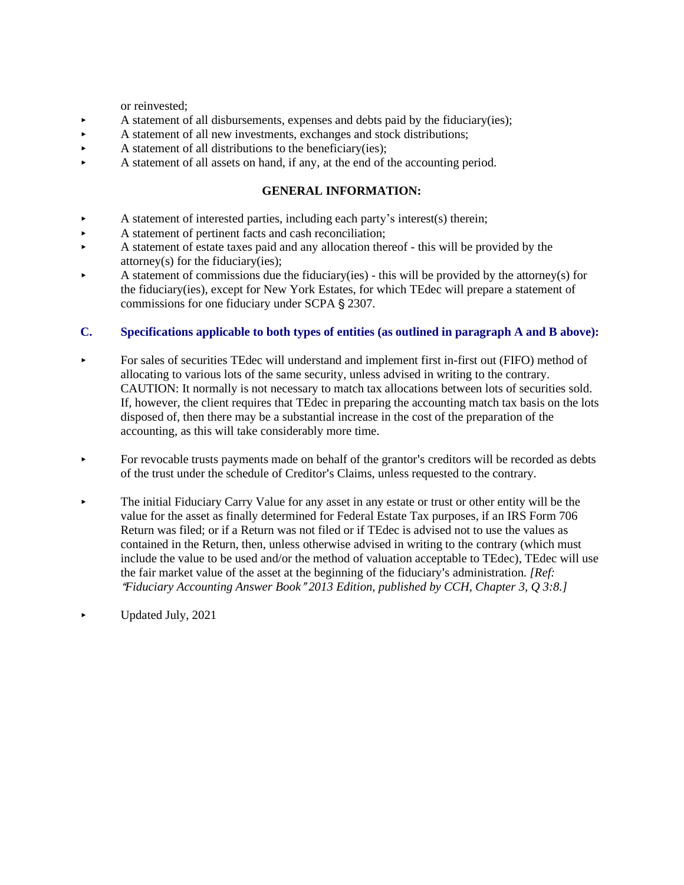or reinvested;

- A statement of all disbursements, expenses and debts paid by the fiduciary(ies);
- A statement of all new investments, exchanges and stock distributions;
- A statement of all distributions to the beneficiary(ies);
- A statement of all assets on hand, if any, at the end of the accounting period.

**GENERAL INFORMATION:**

- A statement of interested parties, including each party's interest(s) therein;
- A statement of pertinent facts and cash reconciliation;
- A statement of estate taxes paid and any allocation thereof - this will be provided by the attorney(s) for the fiduciary(ies);
- A statement of commissions due the fiduciary(ies) - this will be provided by the attorney(s) for the fiduciary(ies), except for New York Estates, for which TEdec will prepare a statement of commissions for one fiduciary under SCPA § 2307.

### C. Specifications applicable to both types of entities (as outlined in paragraph A and B above):

- For sales of securities TEdec will understand and implement first in-first out (FIFO) method of allocating to various lots of the same security, unless advised in writing to the contrary. CAUTION: It normally is not necessary to match tax allocations between lots of securities sold. If, however, the client requires that TEdec in preparing the accounting match tax basis on the lots disposed of, then there may be a substantial increase in the cost of the preparation of the accounting, as this will take considerably more time.

- For revocable trusts payments made on behalf of the grantor's creditors will be recorded as debts of the trust under the schedule of Creditor's Claims, unless requested to the contrary.

- The initial Fiduciary Carry Value for any asset in any estate or trust or other entity will be the value for the asset as finally determined for Federal Estate Tax purposes, if an IRS Form 706 Return was filed; or if a Return was not filed or if TEdec is advised not to use the values as contained in the Return, then, unless otherwise advised in writing to the contrary (which must include the value to be used and/or the method of valuation acceptable to TEdec), TEdec will use the fair market value of the asset at the beginning of the fiduciary's administration. *[Ref: "Fiduciary Accounting Answer Book" 2013 Edition, published by CCH, Chapter 3, Q 3:8.]*

- Updated July, 2021